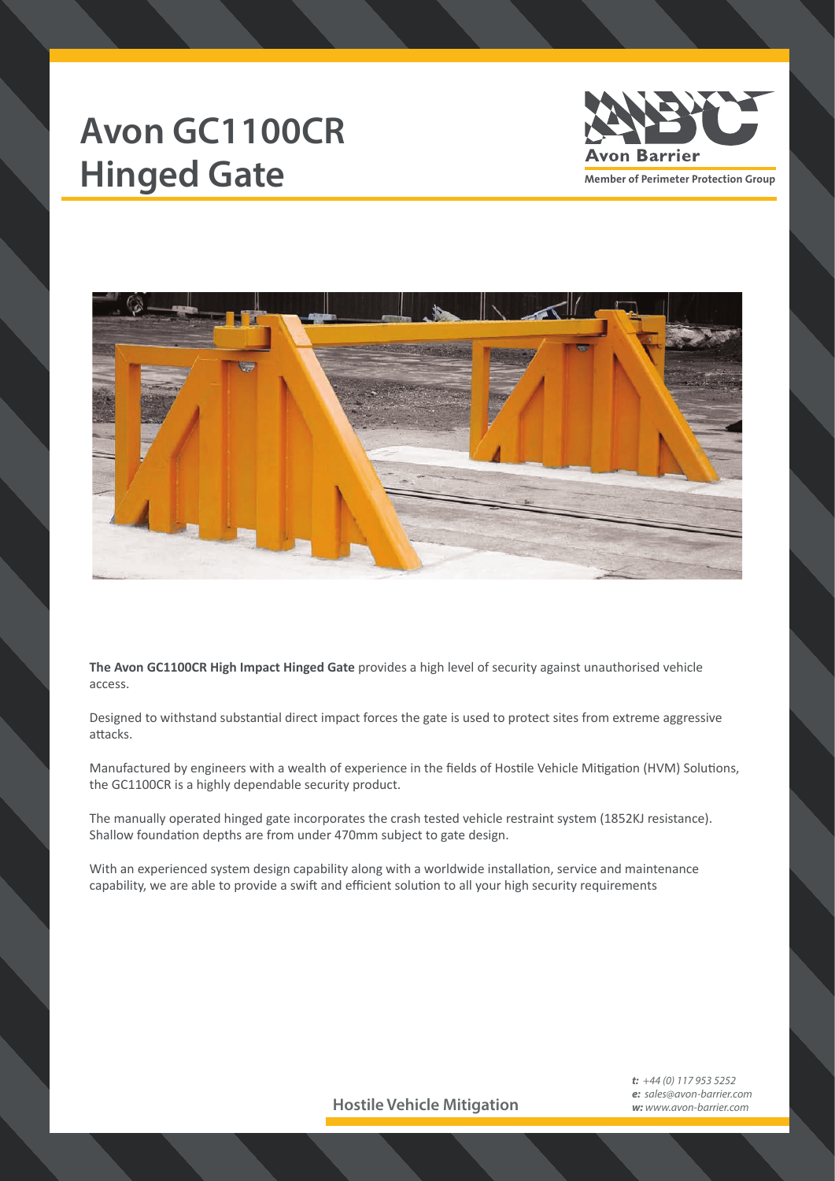# Avon GC1100CR Hinged Gate

Avon Barrier
Member of Perimeter Protection Group

**The Avon GC1100CR High Impact Hinged Gate** provides a high level of security against unauthorised vehicle access.

Designed to withstand substantial direct impact forces the gate is used to protect sites from extreme aggressive attacks.

Manufactured by engineers with a wealth of experience in the fields of Hostile Vehicle Mitigation (HVM) Solutions, the GC1100CR is a highly dependable security product.

The manually operated hinged gate incorporates the crash tested vehicle restraint system (1852KJ resistance). Shallow foundation depths are from under 470mm subject to gate design.

With an experienced system design capability along with a worldwide installation, service and maintenance capability, we are able to provide a swift and efficient solution to all your high security requirements

**Hostile Vehicle Mitigation**

***t:*** *+44 (0) 117 953 5252*
***e:*** *sales@avon-barrier.com*
***w:*** *www.avon-barrier.com*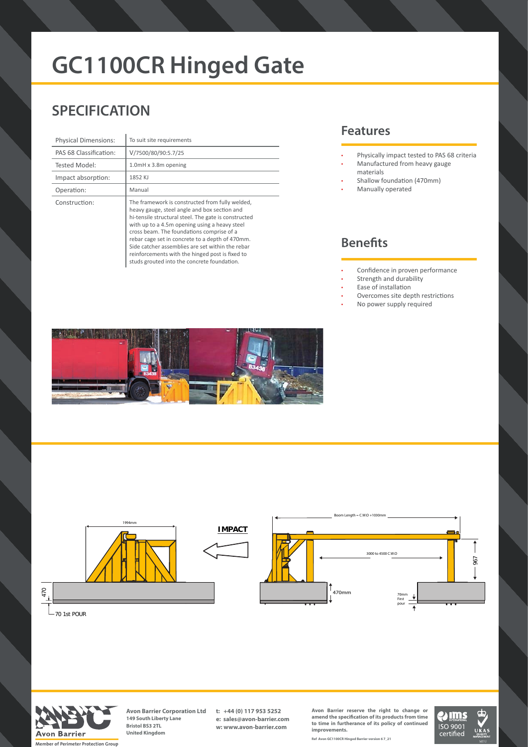# GC1100CR Hinged Gate

## SPECIFICATION

| | |
|---|---|
| Physical Dimensions: | To suit site requirements |
| PAS 68 Classification: | V/7500/80/90:5.7/25 |
| Tested Model: | 1.0mH x 3.8m opening |
| Impact absorption: | 1852 KJ |
| Operation: | Manual |
| Construction: | The framework is constructed from fully welded, heavy gauge, steel angle and box section and hi-tensile structural steel. The gate is constructed with up to a 4.5m opening using a heavy steel cross beam. The foundations comprise of a rebar cage set in concrete to a depth of 470mm. Side catcher assemblies are set within the rebar reinforcements with the hinged post is fixed to studs grouted into the concrete foundation. |

## Features

- Physically impact tested to PAS 68 criteria
- Manufactured from heavy gauge materials
- Shallow foundation (470mm)
- Manually operated

## Benefits

- Confidence in proven performance
- Strength and durability
- Ease of installation
- Overcomes site depth restrictions
- No power supply required

1994mm

IMPACT

470

70 1st POUR

Boom Length = C.W.O +1030mm

3000 to 4500 C.W.O

967

470mm

70mm First pour

---

Avon Barrier

Member of Perimeter Protection Group

**Avon Barrier Corporation Ltd**
**149 South Liberty Lane**
**Bristol BS3 2TL**
**United Kingdom**

**t: +44 (0) 117 953 5252**
**e: sales@avon-barrier.com**
**w: www.avon-barrier.com**

**Avon Barrier reserve the right to change or amend the specification of its products from time to time in furtherance of its policy of continued improvements.**

**Ref Avon GC1100CR Hinged Barrier version 6 7_21**

ims International ISO 9001 certified

UKAS Quality Management